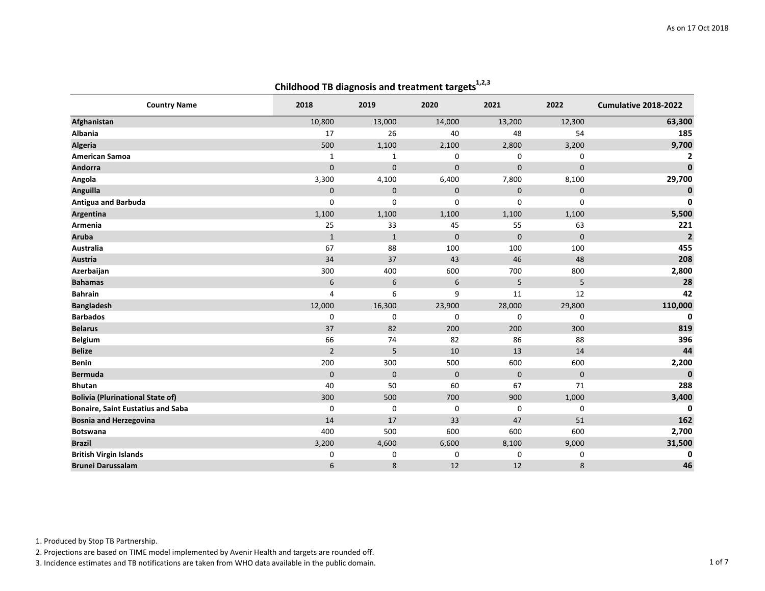As on 17 Oct 2018

## Childhood TB diagnosis and treatment targets[1,2,3]

| Country Name | 2018 | 2019 | 2020 | 2021 | 2022 | Cumulative 2018-2022 |
|---|---|---|---|---|---|---|
| **Afghanistan** | 10,800 | 13,000 | 14,000 | 13,200 | 12,300 | **63,300** |
| **Albania** | 17 | 26 | 40 | 48 | 54 | **185** |
| **Algeria** | 500 | 1,100 | 2,100 | 2,800 | 3,200 | **9,700** |
| **American Samoa** | 1 | 1 | 0 | 0 | 0 | **2** |
| **Andorra** | 0 | 0 | 0 | 0 | 0 | **0** |
| **Angola** | 3,300 | 4,100 | 6,400 | 7,800 | 8,100 | **29,700** |
| **Anguilla** | 0 | 0 | 0 | 0 | 0 | **0** |
| **Antigua and Barbuda** | 0 | 0 | 0 | 0 | 0 | **0** |
| **Argentina** | 1,100 | 1,100 | 1,100 | 1,100 | 1,100 | **5,500** |
| **Armenia** | 25 | 33 | 45 | 55 | 63 | **221** |
| **Aruba** | 1 | 1 | 0 | 0 | 0 | **2** |
| **Australia** | 67 | 88 | 100 | 100 | 100 | **455** |
| **Austria** | 34 | 37 | 43 | 46 | 48 | **208** |
| **Azerbaijan** | 300 | 400 | 600 | 700 | 800 | **2,800** |
| **Bahamas** | 6 | 6 | 6 | 5 | 5 | **28** |
| **Bahrain** | 4 | 6 | 9 | 11 | 12 | **42** |
| **Bangladesh** | 12,000 | 16,300 | 23,900 | 28,000 | 29,800 | **110,000** |
| **Barbados** | 0 | 0 | 0 | 0 | 0 | **0** |
| **Belarus** | 37 | 82 | 200 | 200 | 300 | **819** |
| **Belgium** | 66 | 74 | 82 | 86 | 88 | **396** |
| **Belize** | 2 | 5 | 10 | 13 | 14 | **44** |
| **Benin** | 200 | 300 | 500 | 600 | 600 | **2,200** |
| **Bermuda** | 0 | 0 | 0 | 0 | 0 | **0** |
| **Bhutan** | 40 | 50 | 60 | 67 | 71 | **288** |
| **Bolivia (Plurinational State of)** | 300 | 500 | 700 | 900 | 1,000 | **3,400** |
| **Bonaire, Saint Eustatius and Saba** | 0 | 0 | 0 | 0 | 0 | **0** |
| **Bosnia and Herzegovina** | 14 | 17 | 33 | 47 | 51 | **162** |
| **Botswana** | 400 | 500 | 600 | 600 | 600 | **2,700** |
| **Brazil** | 3,200 | 4,600 | 6,600 | 8,100 | 9,000 | **31,500** |
| **British Virgin Islands** | 0 | 0 | 0 | 0 | 0 | **0** |
| **Brunei Darussalam** | 6 | 8 | 12 | 12 | 8 | **46** |

1. Produced by Stop TB Partnership.
2. Projections are based on TIME model implemented by Avenir Health and targets are rounded off.
3. Incidence estimates and TB notifications are taken from WHO data available in the public domain.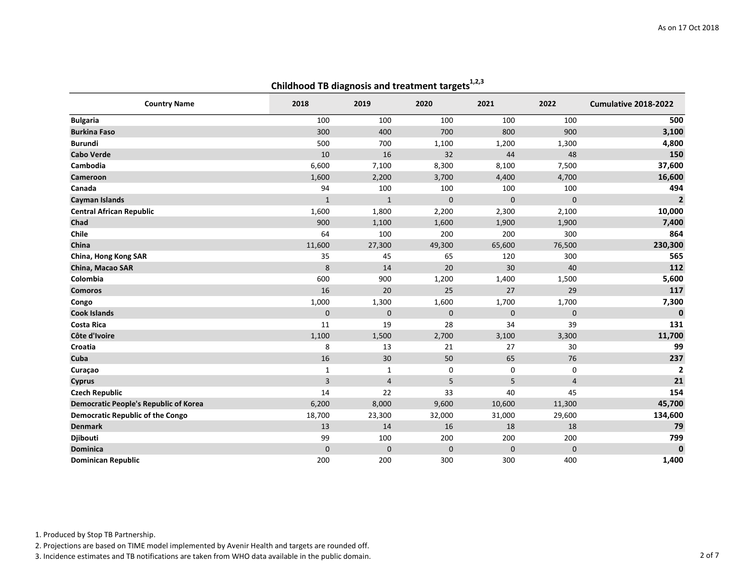As on 17 Oct 2018

## Childhood TB diagnosis and treatment targets[1,2,3]

| Country Name | 2018 | 2019 | 2020 | 2021 | 2022 | Cumulative 2018-2022 |
|---|---|---|---|---|---|---|
| **Bulgaria** | 100 | 100 | 100 | 100 | 100 | **500** |
| **Burkina Faso** | 300 | 400 | 700 | 800 | 900 | **3,100** |
| **Burundi** | 500 | 700 | 1,100 | 1,200 | 1,300 | **4,800** |
| **Cabo Verde** | 10 | 16 | 32 | 44 | 48 | **150** |
| **Cambodia** | 6,600 | 7,100 | 8,300 | 8,100 | 7,500 | **37,600** |
| **Cameroon** | 1,600 | 2,200 | 3,700 | 4,400 | 4,700 | **16,600** |
| **Canada** | 94 | 100 | 100 | 100 | 100 | **494** |
| **Cayman Islands** | 1 | 1 | 0 | 0 | 0 | **2** |
| **Central African Republic** | 1,600 | 1,800 | 2,200 | 2,300 | 2,100 | **10,000** |
| **Chad** | 900 | 1,100 | 1,600 | 1,900 | 1,900 | **7,400** |
| **Chile** | 64 | 100 | 200 | 200 | 300 | **864** |
| **China** | 11,600 | 27,300 | 49,300 | 65,600 | 76,500 | **230,300** |
| **China, Hong Kong SAR** | 35 | 45 | 65 | 120 | 300 | **565** |
| **China, Macao SAR** | 8 | 14 | 20 | 30 | 40 | **112** |
| **Colombia** | 600 | 900 | 1,200 | 1,400 | 1,500 | **5,600** |
| **Comoros** | 16 | 20 | 25 | 27 | 29 | **117** |
| **Congo** | 1,000 | 1,300 | 1,600 | 1,700 | 1,700 | **7,300** |
| **Cook Islands** | 0 | 0 | 0 | 0 | 0 | **0** |
| **Costa Rica** | 11 | 19 | 28 | 34 | 39 | **131** |
| **Côte d'Ivoire** | 1,100 | 1,500 | 2,700 | 3,100 | 3,300 | **11,700** |
| **Croatia** | 8 | 13 | 21 | 27 | 30 | **99** |
| **Cuba** | 16 | 30 | 50 | 65 | 76 | **237** |
| **Curaçao** | 1 | 1 | 0 | 0 | 0 | **2** |
| **Cyprus** | 3 | 4 | 5 | 5 | 4 | **21** |
| **Czech Republic** | 14 | 22 | 33 | 40 | 45 | **154** |
| **Democratic People's Republic of Korea** | 6,200 | 8,000 | 9,600 | 10,600 | 11,300 | **45,700** |
| **Democratic Republic of the Congo** | 18,700 | 23,300 | 32,000 | 31,000 | 29,600 | **134,600** |
| **Denmark** | 13 | 14 | 16 | 18 | 18 | **79** |
| **Djibouti** | 99 | 100 | 200 | 200 | 200 | **799** |
| **Dominica** | 0 | 0 | 0 | 0 | 0 | **0** |
| **Dominican Republic** | 200 | 200 | 300 | 300 | 400 | **1,400** |

1. Produced by Stop TB Partnership.
2. Projections are based on TIME model implemented by Avenir Health and targets are rounded off.
3. Incidence estimates and TB notifications are taken from WHO data available in the public domain.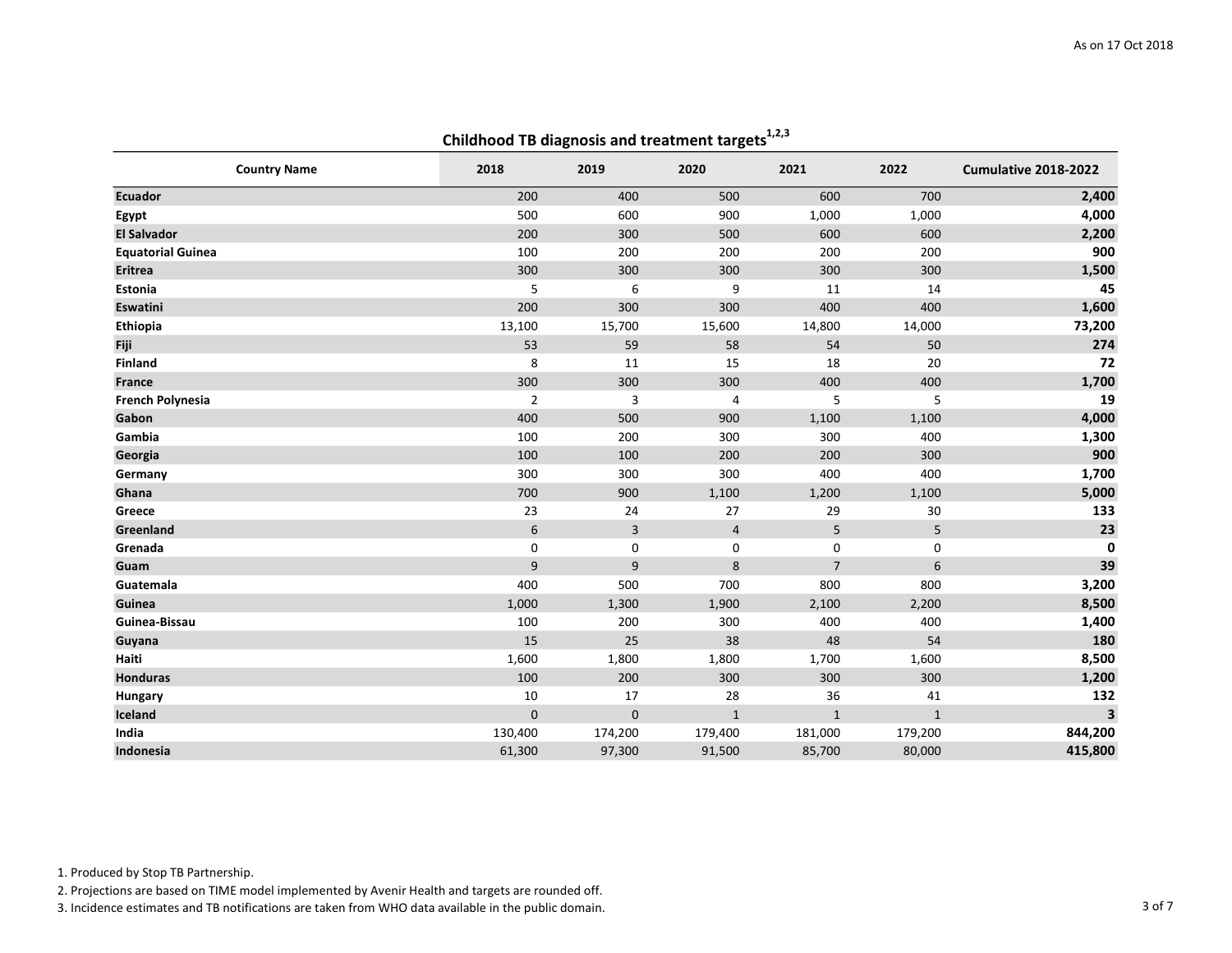As on 17 Oct 2018

## Childhood TB diagnosis and treatment targets[1,2,3]

| Country Name | 2018 | 2019 | 2020 | 2021 | 2022 | Cumulative 2018-2022 |
|---|---|---|---|---|---|---|
| **Ecuador** | 200 | 400 | 500 | 600 | 700 | **2,400** |
| **Egypt** | 500 | 600 | 900 | 1,000 | 1,000 | **4,000** |
| **El Salvador** | 200 | 300 | 500 | 600 | 600 | **2,200** |
| **Equatorial Guinea** | 100 | 200 | 200 | 200 | 200 | **900** |
| **Eritrea** | 300 | 300 | 300 | 300 | 300 | **1,500** |
| **Estonia** | 5 | 6 | 9 | 11 | 14 | **45** |
| **Eswatini** | 200 | 300 | 300 | 400 | 400 | **1,600** |
| **Ethiopia** | 13,100 | 15,700 | 15,600 | 14,800 | 14,000 | **73,200** |
| **Fiji** | 53 | 59 | 58 | 54 | 50 | **274** |
| **Finland** | 8 | 11 | 15 | 18 | 20 | **72** |
| **France** | 300 | 300 | 300 | 400 | 400 | **1,700** |
| **French Polynesia** | 2 | 3 | 4 | 5 | 5 | **19** |
| **Gabon** | 400 | 500 | 900 | 1,100 | 1,100 | **4,000** |
| **Gambia** | 100 | 200 | 300 | 300 | 400 | **1,300** |
| **Georgia** | 100 | 100 | 200 | 200 | 300 | **900** |
| **Germany** | 300 | 300 | 300 | 400 | 400 | **1,700** |
| **Ghana** | 700 | 900 | 1,100 | 1,200 | 1,100 | **5,000** |
| **Greece** | 23 | 24 | 27 | 29 | 30 | **133** |
| **Greenland** | 6 | 3 | 4 | 5 | 5 | **23** |
| **Grenada** | 0 | 0 | 0 | 0 | 0 | **0** |
| **Guam** | 9 | 9 | 8 | 7 | 6 | **39** |
| **Guatemala** | 400 | 500 | 700 | 800 | 800 | **3,200** |
| **Guinea** | 1,000 | 1,300 | 1,900 | 2,100 | 2,200 | **8,500** |
| **Guinea-Bissau** | 100 | 200 | 300 | 400 | 400 | **1,400** |
| **Guyana** | 15 | 25 | 38 | 48 | 54 | **180** |
| **Haiti** | 1,600 | 1,800 | 1,800 | 1,700 | 1,600 | **8,500** |
| **Honduras** | 100 | 200 | 300 | 300 | 300 | **1,200** |
| **Hungary** | 10 | 17 | 28 | 36 | 41 | **132** |
| **Iceland** | 0 | 0 | 1 | 1 | 1 | **3** |
| **India** | 130,400 | 174,200 | 179,400 | 181,000 | 179,200 | **844,200** |
| **Indonesia** | 61,300 | 97,300 | 91,500 | 85,700 | 80,000 | **415,800** |

1. Produced by Stop TB Partnership.
2. Projections are based on TIME model implemented by Avenir Health and targets are rounded off.
3. Incidence estimates and TB notifications are taken from WHO data available in the public domain.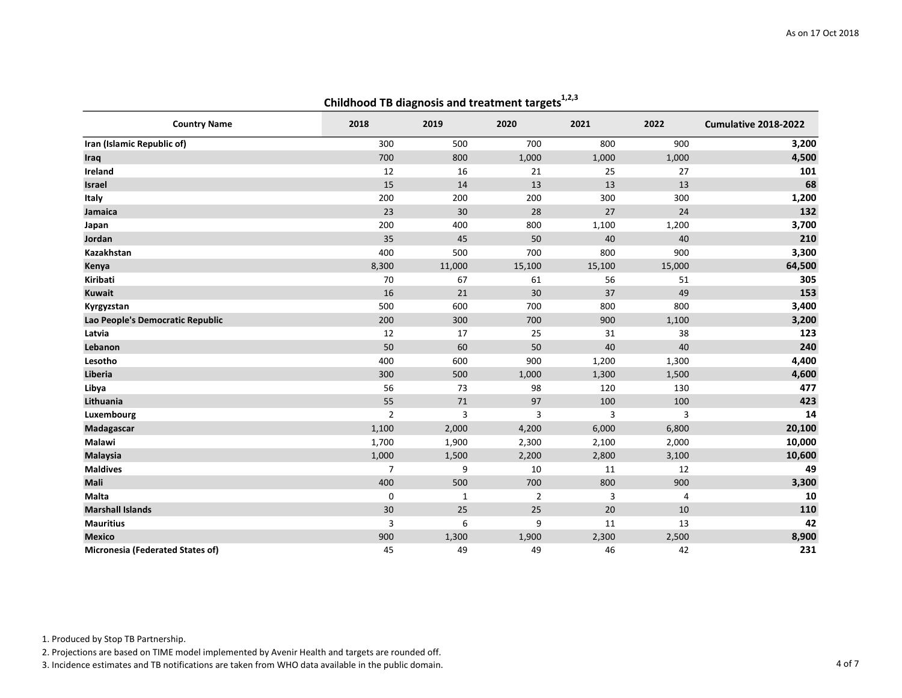As on 17 Oct 2018

## Childhood TB diagnosis and treatment targets[1,2,3]

| Country Name | 2018 | 2019 | 2020 | 2021 | 2022 | Cumulative 2018-2022 |
|---|---|---|---|---|---|---|
| **Iran (Islamic Republic of)** | 300 | 500 | 700 | 800 | 900 | **3,200** |
| **Iraq** | 700 | 800 | 1,000 | 1,000 | 1,000 | **4,500** |
| **Ireland** | 12 | 16 | 21 | 25 | 27 | **101** |
| **Israel** | 15 | 14 | 13 | 13 | 13 | **68** |
| **Italy** | 200 | 200 | 200 | 300 | 300 | **1,200** |
| **Jamaica** | 23 | 30 | 28 | 27 | 24 | **132** |
| **Japan** | 200 | 400 | 800 | 1,100 | 1,200 | **3,700** |
| **Jordan** | 35 | 45 | 50 | 40 | 40 | **210** |
| **Kazakhstan** | 400 | 500 | 700 | 800 | 900 | **3,300** |
| **Kenya** | 8,300 | 11,000 | 15,100 | 15,100 | 15,000 | **64,500** |
| **Kiribati** | 70 | 67 | 61 | 56 | 51 | **305** |
| **Kuwait** | 16 | 21 | 30 | 37 | 49 | **153** |
| **Kyrgyzstan** | 500 | 600 | 700 | 800 | 800 | **3,400** |
| **Lao People's Democratic Republic** | 200 | 300 | 700 | 900 | 1,100 | **3,200** |
| **Latvia** | 12 | 17 | 25 | 31 | 38 | **123** |
| **Lebanon** | 50 | 60 | 50 | 40 | 40 | **240** |
| **Lesotho** | 400 | 600 | 900 | 1,200 | 1,300 | **4,400** |
| **Liberia** | 300 | 500 | 1,000 | 1,300 | 1,500 | **4,600** |
| **Libya** | 56 | 73 | 98 | 120 | 130 | **477** |
| **Lithuania** | 55 | 71 | 97 | 100 | 100 | **423** |
| **Luxembourg** | 2 | 3 | 3 | 3 | 3 | **14** |
| **Madagascar** | 1,100 | 2,000 | 4,200 | 6,000 | 6,800 | **20,100** |
| **Malawi** | 1,700 | 1,900 | 2,300 | 2,100 | 2,000 | **10,000** |
| **Malaysia** | 1,000 | 1,500 | 2,200 | 2,800 | 3,100 | **10,600** |
| **Maldives** | 7 | 9 | 10 | 11 | 12 | **49** |
| **Mali** | 400 | 500 | 700 | 800 | 900 | **3,300** |
| **Malta** | 0 | 1 | 2 | 3 | 4 | **10** |
| **Marshall Islands** | 30 | 25 | 25 | 20 | 10 | **110** |
| **Mauritius** | 3 | 6 | 9 | 11 | 13 | **42** |
| **Mexico** | 900 | 1,300 | 1,900 | 2,300 | 2,500 | **8,900** |
| **Micronesia (Federated States of)** | 45 | 49 | 49 | 46 | 42 | **231** |

1. Produced by Stop TB Partnership.
2. Projections are based on TIME model implemented by Avenir Health and targets are rounded off.
3. Incidence estimates and TB notifications are taken from WHO data available in the public domain.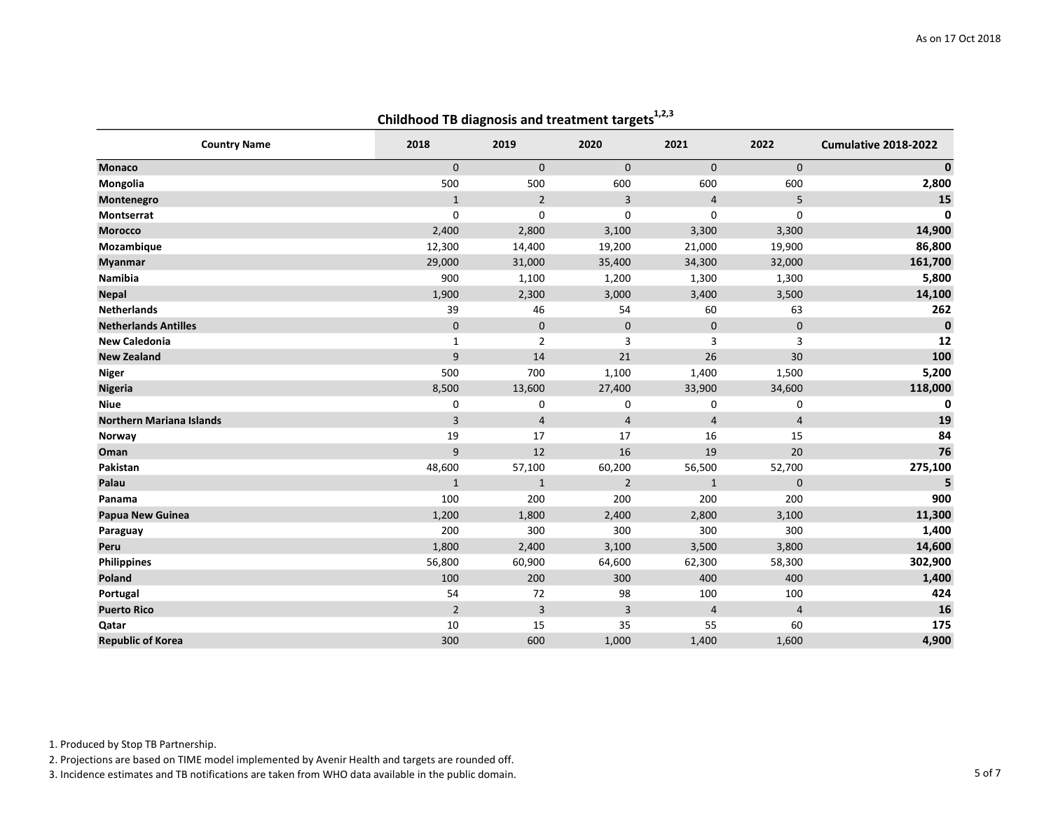As on 17 Oct 2018

## Childhood TB diagnosis and treatment targets[1,2,3]

| Country Name | 2018 | 2019 | 2020 | 2021 | 2022 | Cumulative 2018-2022 |
|---|---|---|---|---|---|---|
| **Monaco** | 0 | 0 | 0 | 0 | 0 | **0** |
| **Mongolia** | 500 | 500 | 600 | 600 | 600 | **2,800** |
| **Montenegro** | 1 | 2 | 3 | 4 | 5 | **15** |
| **Montserrat** | 0 | 0 | 0 | 0 | 0 | **0** |
| **Morocco** | 2,400 | 2,800 | 3,100 | 3,300 | 3,300 | **14,900** |
| **Mozambique** | 12,300 | 14,400 | 19,200 | 21,000 | 19,900 | **86,800** |
| **Myanmar** | 29,000 | 31,000 | 35,400 | 34,300 | 32,000 | **161,700** |
| **Namibia** | 900 | 1,100 | 1,200 | 1,300 | 1,300 | **5,800** |
| **Nepal** | 1,900 | 2,300 | 3,000 | 3,400 | 3,500 | **14,100** |
| **Netherlands** | 39 | 46 | 54 | 60 | 63 | **262** |
| **Netherlands Antilles** | 0 | 0 | 0 | 0 | 0 | **0** |
| **New Caledonia** | 1 | 2 | 3 | 3 | 3 | **12** |
| **New Zealand** | 9 | 14 | 21 | 26 | 30 | **100** |
| **Niger** | 500 | 700 | 1,100 | 1,400 | 1,500 | **5,200** |
| **Nigeria** | 8,500 | 13,600 | 27,400 | 33,900 | 34,600 | **118,000** |
| **Niue** | 0 | 0 | 0 | 0 | 0 | **0** |
| **Northern Mariana Islands** | 3 | 4 | 4 | 4 | 4 | **19** |
| **Norway** | 19 | 17 | 17 | 16 | 15 | **84** |
| **Oman** | 9 | 12 | 16 | 19 | 20 | **76** |
| **Pakistan** | 48,600 | 57,100 | 60,200 | 56,500 | 52,700 | **275,100** |
| **Palau** | 1 | 1 | 2 | 1 | 0 | **5** |
| **Panama** | 100 | 200 | 200 | 200 | 200 | **900** |
| **Papua New Guinea** | 1,200 | 1,800 | 2,400 | 2,800 | 3,100 | **11,300** |
| **Paraguay** | 200 | 300 | 300 | 300 | 300 | **1,400** |
| **Peru** | 1,800 | 2,400 | 3,100 | 3,500 | 3,800 | **14,600** |
| **Philippines** | 56,800 | 60,900 | 64,600 | 62,300 | 58,300 | **302,900** |
| **Poland** | 100 | 200 | 300 | 400 | 400 | **1,400** |
| **Portugal** | 54 | 72 | 98 | 100 | 100 | **424** |
| **Puerto Rico** | 2 | 3 | 3 | 4 | 4 | **16** |
| **Qatar** | 10 | 15 | 35 | 55 | 60 | **175** |
| **Republic of Korea** | 300 | 600 | 1,000 | 1,400 | 1,600 | **4,900** |

1. Produced by Stop TB Partnership.
2. Projections are based on TIME model implemented by Avenir Health and targets are rounded off.
3. Incidence estimates and TB notifications are taken from WHO data available in the public domain.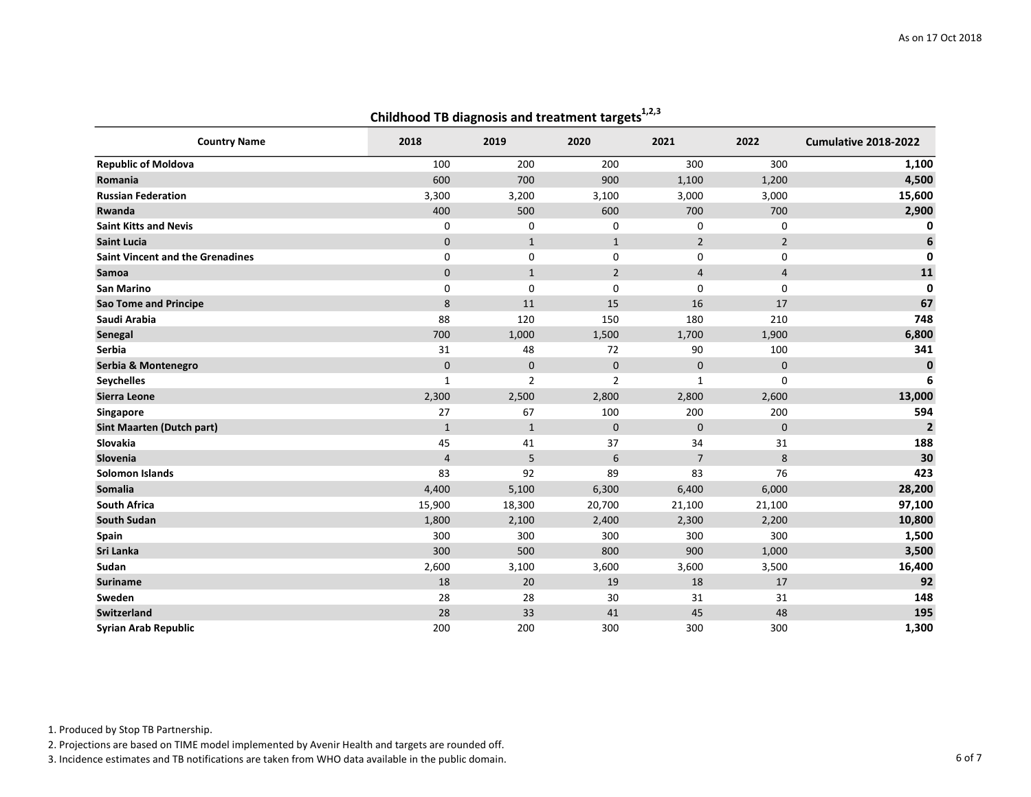As on 17 Oct 2018

## Childhood TB diagnosis and treatment targets[1,2,3]

| Country Name | 2018 | 2019 | 2020 | 2021 | 2022 | Cumulative 2018-2022 |
|---|---|---|---|---|---|---|
| **Republic of Moldova** | 100 | 200 | 200 | 300 | 300 | **1,100** |
| **Romania** | 600 | 700 | 900 | 1,100 | 1,200 | **4,500** |
| **Russian Federation** | 3,300 | 3,200 | 3,100 | 3,000 | 3,000 | **15,600** |
| **Rwanda** | 400 | 500 | 600 | 700 | 700 | **2,900** |
| **Saint Kitts and Nevis** | 0 | 0 | 0 | 0 | 0 | **0** |
| **Saint Lucia** | 0 | 1 | 1 | 2 | 2 | **6** |
| **Saint Vincent and the Grenadines** | 0 | 0 | 0 | 0 | 0 | **0** |
| **Samoa** | 0 | 1 | 2 | 4 | 4 | **11** |
| **San Marino** | 0 | 0 | 0 | 0 | 0 | **0** |
| **Sao Tome and Principe** | 8 | 11 | 15 | 16 | 17 | **67** |
| **Saudi Arabia** | 88 | 120 | 150 | 180 | 210 | **748** |
| **Senegal** | 700 | 1,000 | 1,500 | 1,700 | 1,900 | **6,800** |
| **Serbia** | 31 | 48 | 72 | 90 | 100 | **341** |
| **Serbia & Montenegro** | 0 | 0 | 0 | 0 | 0 | **0** |
| **Seychelles** | 1 | 2 | 2 | 1 | 0 | **6** |
| **Sierra Leone** | 2,300 | 2,500 | 2,800 | 2,800 | 2,600 | **13,000** |
| **Singapore** | 27 | 67 | 100 | 200 | 200 | **594** |
| **Sint Maarten (Dutch part)** | 1 | 1 | 0 | 0 | 0 | **2** |
| **Slovakia** | 45 | 41 | 37 | 34 | 31 | **188** |
| **Slovenia** | 4 | 5 | 6 | 7 | 8 | **30** |
| **Solomon Islands** | 83 | 92 | 89 | 83 | 76 | **423** |
| **Somalia** | 4,400 | 5,100 | 6,300 | 6,400 | 6,000 | **28,200** |
| **South Africa** | 15,900 | 18,300 | 20,700 | 21,100 | 21,100 | **97,100** |
| **South Sudan** | 1,800 | 2,100 | 2,400 | 2,300 | 2,200 | **10,800** |
| **Spain** | 300 | 300 | 300 | 300 | 300 | **1,500** |
| **Sri Lanka** | 300 | 500 | 800 | 900 | 1,000 | **3,500** |
| **Sudan** | 2,600 | 3,100 | 3,600 | 3,600 | 3,500 | **16,400** |
| **Suriname** | 18 | 20 | 19 | 18 | 17 | **92** |
| **Sweden** | 28 | 28 | 30 | 31 | 31 | **148** |
| **Switzerland** | 28 | 33 | 41 | 45 | 48 | **195** |
| **Syrian Arab Republic** | 200 | 200 | 300 | 300 | 300 | **1,300** |

1. Produced by Stop TB Partnership.
2. Projections are based on TIME model implemented by Avenir Health and targets are rounded off.
3. Incidence estimates and TB notifications are taken from WHO data available in the public domain.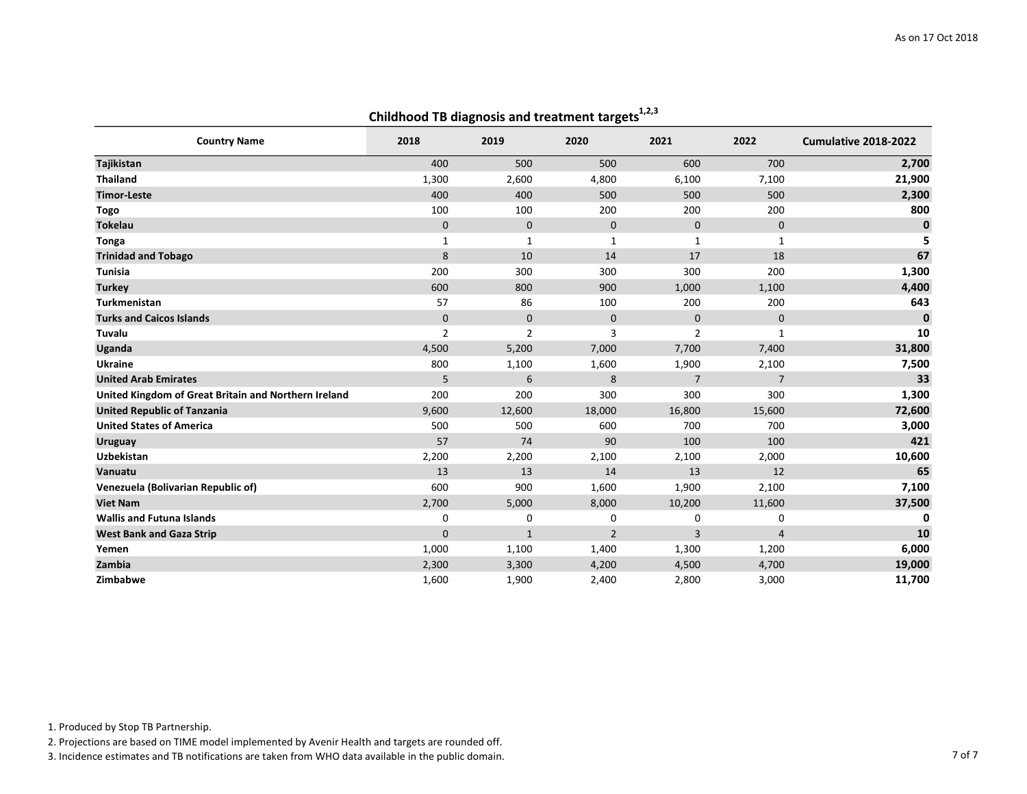## Childhood TB diagnosis and treatment targets[1,2,3]

| Country Name | 2018 | 2019 | 2020 | 2021 | 2022 | Cumulative 2018-2022 |
|---|---|---|---|---|---|---|
| **Tajikistan** | 400 | 500 | 500 | 600 | 700 | **2,700** |
| **Thailand** | 1,300 | 2,600 | 4,800 | 6,100 | 7,100 | **21,900** |
| **Timor-Leste** | 400 | 400 | 500 | 500 | 500 | **2,300** |
| **Togo** | 100 | 100 | 200 | 200 | 200 | **800** |
| **Tokelau** | 0 | 0 | 0 | 0 | 0 | **0** |
| **Tonga** | 1 | 1 | 1 | 1 | 1 | **5** |
| **Trinidad and Tobago** | 8 | 10 | 14 | 17 | 18 | **67** |
| **Tunisia** | 200 | 300 | 300 | 300 | 200 | **1,300** |
| **Turkey** | 600 | 800 | 900 | 1,000 | 1,100 | **4,400** |
| **Turkmenistan** | 57 | 86 | 100 | 200 | 200 | **643** |
| **Turks and Caicos Islands** | 0 | 0 | 0 | 0 | 0 | **0** |
| **Tuvalu** | 2 | 2 | 3 | 2 | 1 | **10** |
| **Uganda** | 4,500 | 5,200 | 7,000 | 7,700 | 7,400 | **31,800** |
| **Ukraine** | 800 | 1,100 | 1,600 | 1,900 | 2,100 | **7,500** |
| **United Arab Emirates** | 5 | 6 | 8 | 7 | 7 | **33** |
| **United Kingdom of Great Britain and Northern Ireland** | 200 | 200 | 300 | 300 | 300 | **1,300** |
| **United Republic of Tanzania** | 9,600 | 12,600 | 18,000 | 16,800 | 15,600 | **72,600** |
| **United States of America** | 500 | 500 | 600 | 700 | 700 | **3,000** |
| **Uruguay** | 57 | 74 | 90 | 100 | 100 | **421** |
| **Uzbekistan** | 2,200 | 2,200 | 2,100 | 2,100 | 2,000 | **10,600** |
| **Vanuatu** | 13 | 13 | 14 | 13 | 12 | **65** |
| **Venezuela (Bolivarian Republic of)** | 600 | 900 | 1,600 | 1,900 | 2,100 | **7,100** |
| **Viet Nam** | 2,700 | 5,000 | 8,000 | 10,200 | 11,600 | **37,500** |
| **Wallis and Futuna Islands** | 0 | 0 | 0 | 0 | 0 | **0** |
| **West Bank and Gaza Strip** | 0 | 1 | 2 | 3 | 4 | **10** |
| **Yemen** | 1,000 | 1,100 | 1,400 | 1,300 | 1,200 | **6,000** |
| **Zambia** | 2,300 | 3,300 | 4,200 | 4,500 | 4,700 | **19,000** |
| **Zimbabwe** | 1,600 | 1,900 | 2,400 | 2,800 | 3,000 | **11,700** |

1. Produced by Stop TB Partnership.
2. Projections are based on TIME model implemented by Avenir Health and targets are rounded off.
3. Incidence estimates and TB notifications are taken from WHO data available in the public domain.